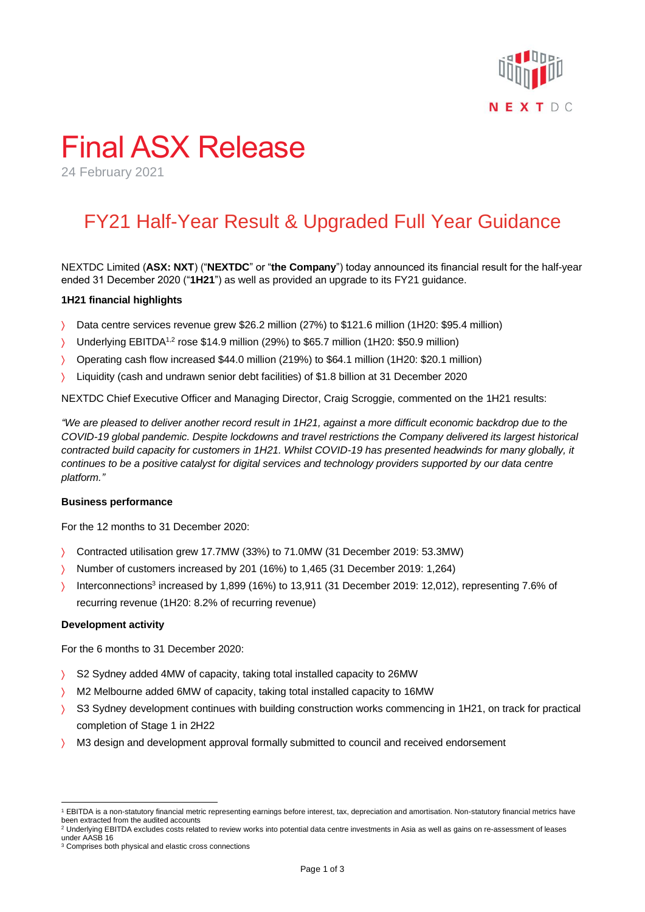# Final ASX Release

24 February 2021

## FY21 Half-Year Result & Upgraded Full Year Guidance

NEXTDC Limited (**ASX: NXT**) ("**NEXTDC**" or "**the Company**") today announced its financial result for the half-year ended 31 December 2020 ("**1H21**") as well as provided an upgrade to its FY21 guidance.

**1H21 financial highlights**

- Data centre services revenue grew $26.2 million (27%) to $121.6 million (1H20: $95.4 million)
- Underlying EBITDA[1,2] rose $14.9 million (29%) to $65.7 million (1H20: $50.9 million)
- Operating cash flow increased $44.0 million (219%) to $64.1 million (1H20: $20.1 million)
- Liquidity (cash and undrawn senior debt facilities) of $1.8 billion at 31 December 2020

NEXTDC Chief Executive Officer and Managing Director, Craig Scroggie, commented on the 1H21 results:

*"We are pleased to deliver another record result in 1H21, against a more difficult economic backdrop due to the COVID-19 global pandemic. Despite lockdowns and travel restrictions the Company delivered its largest historical contracted build capacity for customers in 1H21. Whilst COVID-19 has presented headwinds for many globally, it continues to be a positive catalyst for digital services and technology providers supported by our data centre platform."*

**Business performance**

For the 12 months to 31 December 2020:

- Contracted utilisation grew 17.7MW (33%) to 71.0MW (31 December 2019: 53.3MW)
- Number of customers increased by 201 (16%) to 1,465 (31 December 2019: 1,264)
- Interconnections[3] increased by 1,899 (16%) to 13,911 (31 December 2019: 12,012), representing 7.6% of recurring revenue (1H20: 8.2% of recurring revenue)

**Development activity**

For the 6 months to 31 December 2020:

- S2 Sydney added 4MW of capacity, taking total installed capacity to 26MW
- M2 Melbourne added 6MW of capacity, taking total installed capacity to 16MW
- S3 Sydney development continues with building construction works commencing in 1H21, on track for practical completion of Stage 1 in 2H22
- M3 design and development approval formally submitted to council and received endorsement

---

[1] EBITDA is a non-statutory financial metric representing earnings before interest, tax, depreciation and amortisation. Non-statutory financial metrics have been extracted from the audited accounts

[2] Underlying EBITDA excludes costs related to review works into potential data centre investments in Asia as well as gains on re-assessment of leases under AASB 16

[3] Comprises both physical and elastic cross connections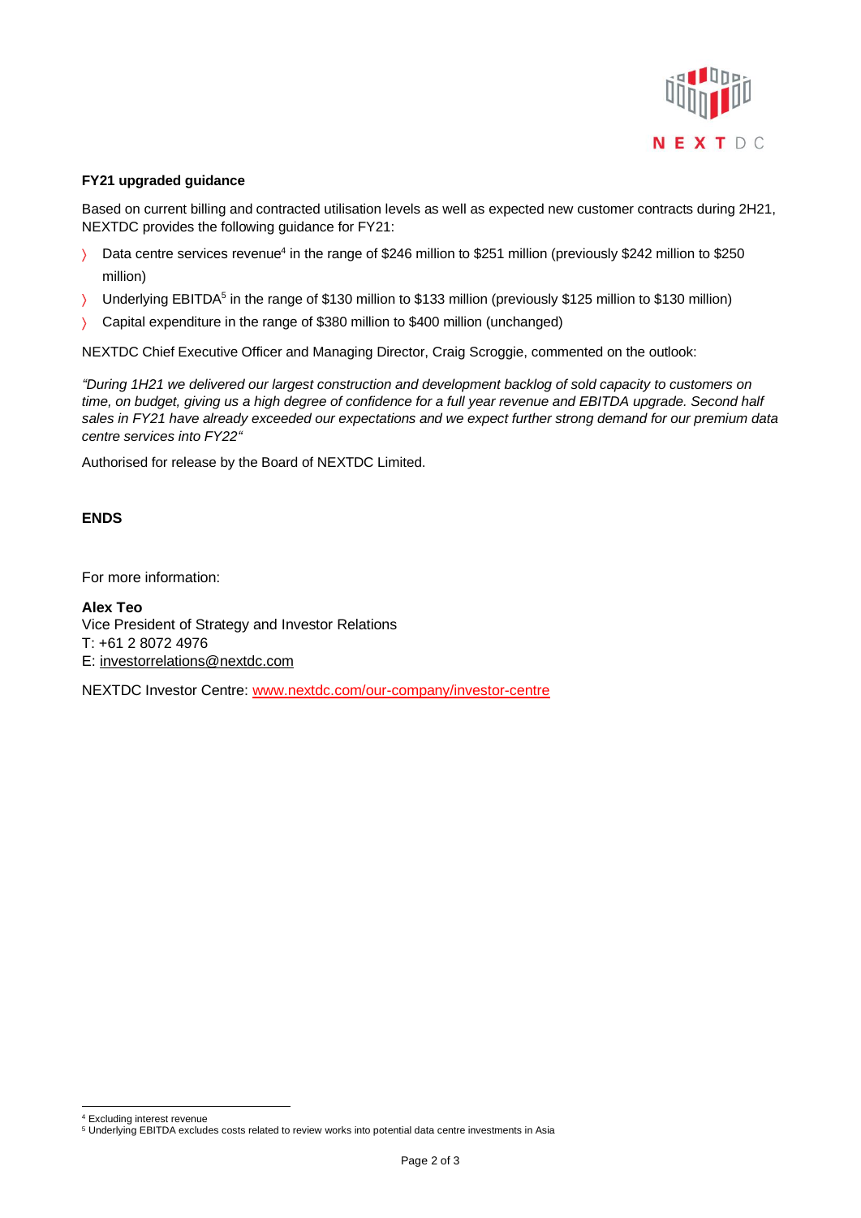**FY21 upgraded guidance**

Based on current billing and contracted utilisation levels as well as expected new customer contracts during 2H21, NEXTDC provides the following guidance for FY21:

- Data centre services revenue[4] in the range of $246 million to $251 million (previously $242 million to $250 million)
- Underlying EBITDA[5] in the range of $130 million to $133 million (previously $125 million to $130 million)
- Capital expenditure in the range of $380 million to $400 million (unchanged)

NEXTDC Chief Executive Officer and Managing Director, Craig Scroggie, commented on the outlook:

*"During 1H21 we delivered our largest construction and development backlog of sold capacity to customers on time, on budget, giving us a high degree of confidence for a full year revenue and EBITDA upgrade. Second half sales in FY21 have already exceeded our expectations and we expect further strong demand for our premium data centre services into FY22"*

Authorised for release by the Board of NEXTDC Limited.

**ENDS**

For more information:

**Alex Teo**
Vice President of Strategy and Investor Relations
T: +61 2 8072 4976
E: investorrelations@nextdc.com

NEXTDC Investor Centre: www.nextdc.com/our-company/investor-centre

---

[4] Excluding interest revenue
[5] Underlying EBITDA excludes costs related to review works into potential data centre investments in Asia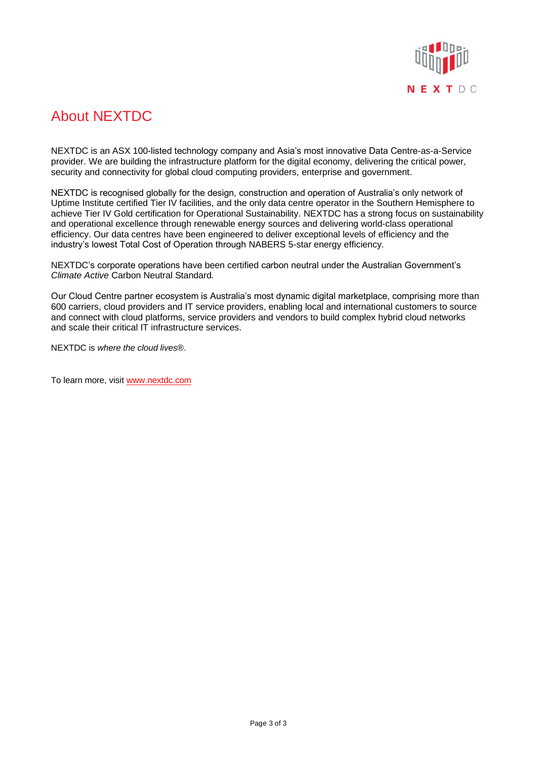# About NEXTDC

NEXTDC is an ASX 100-listed technology company and Asia's most innovative Data Centre-as-a-Service provider. We are building the infrastructure platform for the digital economy, delivering the critical power, security and connectivity for global cloud computing providers, enterprise and government.

NEXTDC is recognised globally for the design, construction and operation of Australia's only network of Uptime Institute certified Tier IV facilities, and the only data centre operator in the Southern Hemisphere to achieve Tier IV Gold certification for Operational Sustainability. NEXTDC has a strong focus on sustainability and operational excellence through renewable energy sources and delivering world-class operational efficiency. Our data centres have been engineered to deliver exceptional levels of efficiency and the industry's lowest Total Cost of Operation through NABERS 5-star energy efficiency.

NEXTDC's corporate operations have been certified carbon neutral under the Australian Government's *Climate Active* Carbon Neutral Standard.

Our Cloud Centre partner ecosystem is Australia's most dynamic digital marketplace, comprising more than 600 carriers, cloud providers and IT service providers, enabling local and international customers to source and connect with cloud platforms, service providers and vendors to build complex hybrid cloud networks and scale their critical IT infrastructure services.

NEXTDC is *where the cloud lives®*.

To learn more, visit [www.nextdc.com](http://www.nextdc.com)